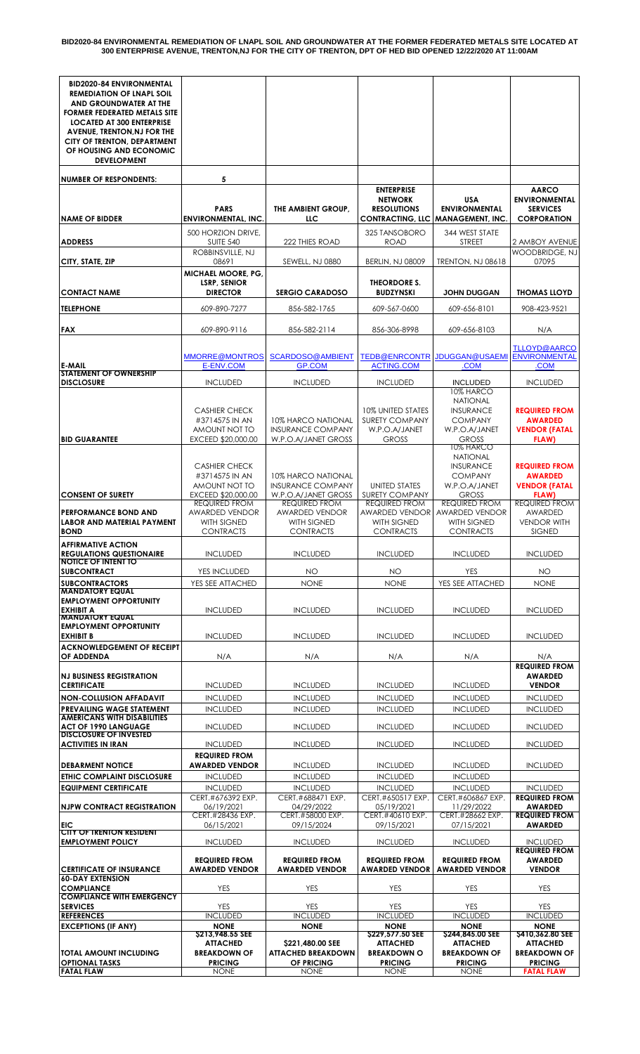**BID2020-84 ENVIRONMENTAL REMEDIATION OF LNAPL SOIL AND GROUNDWATER AT THE FORMER FEDERATED METALS SITE LOCATED AT 300 ENTERPRISE AVENUE, TRENTON,NJ FOR THE CITY OF TRENTON, DPT OF HED BID OPENED 12/22/2020 AT 11:00AM**

| BID2020-84 ENVIRONMENTAL REMEDIATION OF LNAPL SOIL AND GROUNDWATER AT THE FORMER FEDERATED METALS SITE LOCATED AT 300 ENTERPRISE AVENUE, TRENTON,NJ FOR THE CITY OF TRENTON, DEPARTMENT OF HOUSING AND ECONOMIC DEVELOPMENT | | | | | |
|---|---|---|---|---|---|
| **NUMBER OF RESPONDENTS:** | 5 | | | | |
| **NAME OF BIDDER** | **PARS ENVIRONMENTAL, INC.** | **THE AMBIENT GROUP, LLC** | **ENTERPRISE NETWORK RESOLUTIONS CONTRACTING, LLC** | **USA ENVIRONMENTAL MANAGEMENT, INC.** | **AARCO ENVIRONMENTAL SERVICES CORPORATION** |
| **ADDRESS** | 500 HORZION DRIVE, SUITE 540 | 222 THIES ROAD | 325 TANSOBORO ROAD | 344 WEST STATE STREET | 2 AMBOY AVENUE |
| **CITY, STATE, ZIP** | ROBBINSVILLE, NJ 08691 | SEWELL, NJ 0880 | BERLIN, NJ 08009 | TRENTON, NJ 08618 | WOODBRIDGE, NJ 07095 |
| **CONTACT NAME** | **MICHAEL MOORE, PG, LSRP, SENIOR DIRECTOR** | **SERGIO CARADOSO** | **THEORDORE S. BUDZYNSKI** | **JOHN DUGGAN** | **THOMAS LLOYD** |
| **TELEPHONE** | 609-890-7277 | 856-582-1765 | 609-567-0600 | 609-656-8101 | 908-423-9521 |
| **FAX** | 609-890-9116 | 856-582-2114 | 856-306-8998 | 609-656-8103 | N/A |
| **E-MAIL** | MMORRE@MONTROSE-ENV.COM | SCARDOSO@AMBIENTGP.COM | TEDB@ENRCONTRACTING.COM | JDUGGAN@USAEMI.COM | TLLOYD@AARCOENVIRONMENTAL.COM |
| **STATEMENT OF OWNERSHIP DISCLOSURE** | INCLUDED | INCLUDED | INCLUDED | INCLUDED | INCLUDED |
| **BID GUARANTEE** | CASHIER CHECK #3714575 IN AN AMOUNT NOT TO EXCEED $20,000.00 | 10% HARCO NATIONAL INSURANCE COMPANY W.P.O.A/JANET GROSS | 10% UNITED STATES SURETY COMPANY W.P.O.A/JANET GROSS | 10% HARCO NATIONAL INSURANCE COMPANY W.P.O.A/JANET GROSS | **REQUIRED FROM AWARDED VENDOR (FATAL FLAW)** |
| **CONSENT OF SURETY** | CASHIER CHECK #3714575 IN AN AMOUNT NOT TO EXCEED $20,000.00 | 10% HARCO NATIONAL INSURANCE COMPANY W.P.O.A/JANET GROSS | UNITED STATES SURETY COMPANY | 10% HARCO NATIONAL INSURANCE COMPANY W.P.O.A/JANET GROSS | **REQUIRED FROM AWARDED VENDOR (FATAL FLAW)** |
| **PERFORMANCE BOND AND LABOR AND MATERIAL PAYMENT BOND** | REQUIRED FROM AWARDED VENDOR WITH SIGNED CONTRACTS | REQUIRED FROM AWARDED VENDOR WITH SIGNED CONTRACTS | REQUIRED FROM AWARDED VENDOR WITH SIGNED CONTRACTS | REQUIRED FROM AWARDED VENDOR WITH SIGNED CONTRACTS | REQUIRED FROM AWARDED VENDOR WITH SIGNED |
| **AFFIRMATIVE ACTION REGULATIONS QUESTIONAIRE** | INCLUDED | INCLUDED | INCLUDED | INCLUDED | INCLUDED |
| **NOTICE OF INTENT TO SUBCONTRACT** | YES INCLUDED | NO | NO | YES | NO |
| **SUBCONTRACTORS** | YES SEE ATTACHED | NONE | NONE | YES SEE ATTACHED | NONE |
| **MANDATORY EQUAL EMPLOYMENT OPPORTUNITY EXHIBIT A** | INCLUDED | INCLUDED | INCLUDED | INCLUDED | INCLUDED |
| **MANDATORY EQUAL EMPLOYMENT OPPORTUNITY EXHIBIT B** | INCLUDED | INCLUDED | INCLUDED | INCLUDED | INCLUDED |
| **ACKNOWLEDGEMENT OF RECEIPT OF ADDENDA** | N/A | N/A | N/A | N/A | N/A |
| **NJ BUSINESS REGISTRATION CERTIFICATE** | INCLUDED | INCLUDED | INCLUDED | INCLUDED | **REQUIRED FROM AWARDED VENDOR** |
| **NON-COLLUSION AFFADAVIT** | INCLUDED | INCLUDED | INCLUDED | INCLUDED | INCLUDED |
| **PREVAILING WAGE STATEMENT** | INCLUDED | INCLUDED | INCLUDED | INCLUDED | INCLUDED |
| **AMERICANS WITH DISABILITIES ACT OF 1990 LANGUAGE** | INCLUDED | INCLUDED | INCLUDED | INCLUDED | INCLUDED |
| **DISCLOSURE OF INVESTED ACTIVITIES IN IRAN** | INCLUDED | INCLUDED | INCLUDED | INCLUDED | INCLUDED |
| **DEBARMENT NOTICE** | **REQUIRED FROM AWARDED VENDOR** | INCLUDED | INCLUDED | INCLUDED | INCLUDED |
| **ETHIC COMPLAINT DISCLOSURE** | INCLUDED | INCLUDED | INCLUDED | INCLUDED | |
| **EQUIPMENT CERTIFICATE** | INCLUDED | INCLUDED | INCLUDED | INCLUDED | INCLUDED |
| **NJPW CONTRACT REGISTRATION** | CERT.#676392 EXP. 06/19/2021 | CERT.#688471 EXP. 04/29/2022 | CERT.#650517 EXP. 05/19/2021 | CERT.#606867 EXP. 11/29/2022 | **REQUIRED FROM AWARDED** |
| **EIC** | CERT.#28436 EXP. 06/15/2021 | CERT.#58000 EXP. 09/15/2024 | CERT.#40610 EXP. 09/15/2021 | CERT.#28662 EXP. 07/15/2021 | **REQUIRED FROM AWARDED** |
| **CITY OF TRENTON RESIDENT EMPLOYMENT POLICY** | INCLUDED | INCLUDED | INCLUDED | INCLUDED | INCLUDED |
| **CERTIFICATE OF INSURANCE** | **REQUIRED FROM AWARDED VENDOR** | **REQUIRED FROM AWARDED VENDOR** | **REQUIRED FROM AWARDED VENDOR** | **REQUIRED FROM AWARDED VENDOR** | **REQUIRED FROM AWARDED VENDOR** |
| **60-DAY EXTENSION COMPLIANCE** | YES | YES | YES | YES | YES |
| **COMPLIANCE WITH EMERGENCY SERVICES** | YES | YES | YES | YES | YES |
| **REFERENCES** | INCLUDED | INCLUDED | INCLUDED | INCLUDED | INCLUDED |
| **EXCEPTIONS (IF ANY)** | **NONE** | **NONE** | **NONE** | **NONE** | **NONE** |
| **TOTAL AMOUNT INCLUDING OPTIONAL TASKS** | **$213,948.55 SEE ATTACHED BREAKDOWN OF PRICING** | **$221,480.00 SEE ATTACHED BREAKDOWN OF PRICING** | **$229,577.50 SEE ATTACHED BREAKDOWN O PRICING** | **$244,845.00 SEE ATTACHED BREAKDOWN OF PRICING** | **$410,362.80 SEE ATTACHED BREAKDOWN OF PRICING** |
| **FATAL FLAW** | NONE | NONE | NONE | NONE | **FATAL FLAW** |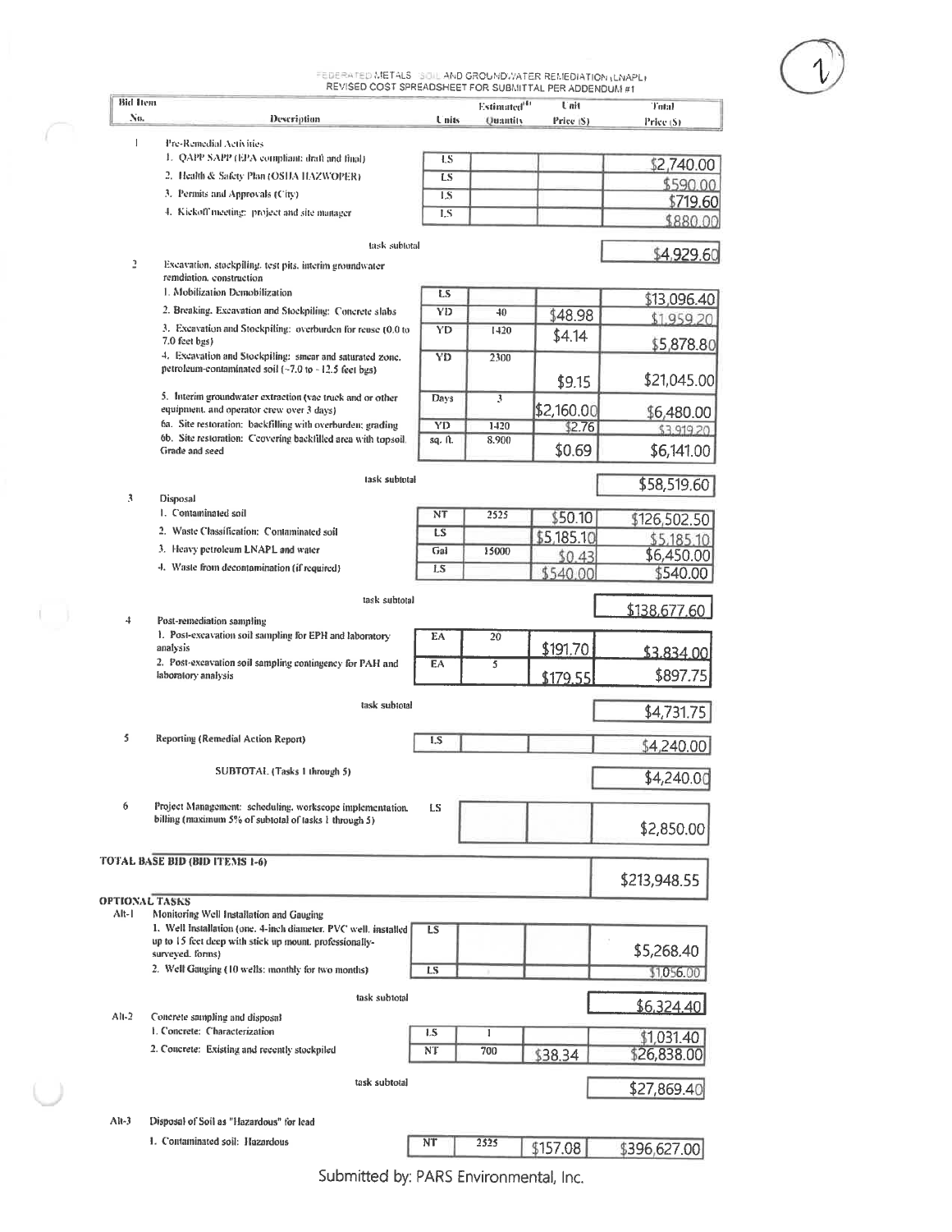FEDERATED METALS SOIL AND GROUNDWATER REMEDIATION (LNAPL)
REVISED COST SPREADSHEET FOR SUBMITTAL PER ADDENDUM #1

| Bid Item No. | Description | Units | Estimated[1] Quantity | Unit Price ($) | Total Price ($) |
|---|---|---|---|---|---|
| 1 | Pre-Remedial Activities | | | | |
| | 1. QAPP SAPP (EPA compliant: draft and final) | LS | | | $2,740.00 |
| | 2. Health & Safety Plan (OSHA HAZWOPER) | LS | | | $590.00 |
| | 3. Permits and Approvals (City) | LS | | | $719.60 |
| | 4. Kickoff meeting: project and site manager | LS | | | $880.00 |
| | task subtotal | | | | $4,929.60 |
| 2 | Excavation, stockpiling, test pits, interim groundwater remdiation, construction | | | | |
| | 1. Mobilization Demobilization | LS | | | $13,096.40 |
| | 2. Breaking, Excavation and Stockpiling: Concrete slabs | YD | 40 | $48.98 | $1,959.20 |
| | 3. Excavation and Stockpiling: overburden for reuse (0.0 to 7.0 feet bgs) | YD | 1420 | $4.14 | $5,878.80 |
| | 4. Excavation and Stockpiling: smear and saturated zone, petroleum-contaminated soil (~7.0 to ~12.5 feet bgs) | YD | 2300 | $9.15 | $21,045.00 |
| | 5. Interim groundwater extraction (vac truck and or other equipment, and operator crew over 3 days) | Days | 3 | $2,160.00 | $6,480.00 |
| | 6a. Site restoration: backfilling with overburden; grading | YD | 1420 | $2.76 | $3,919.20 |
| | 6b. Site restoration: Ccovering backfilled area with topsoil, Grade and seed | sq. ft. | 8,900 | $0.69 | $6,141.00 |
| | task subtotal | | | | $58,519.60 |
| 3 | Disposal | | | | |
| | 1. Contaminated soil | NT | 2525 | $50.10 | $126,502.50 |
| | 2. Waste Classification: Contaminated soil | LS | | $5,185.10 | $5,185.10 |
| | 3. Heavy petroleum LNAPL and water | Gal | 15000 | $0.43 | $6,450.00 |
| | 4. Waste from decontamination (if required) | LS | | $540.00 | $540.00 |
| | task subtotal | | | | $138,677.60 |
| 4 | Post-remediation sampling | | | | |
| | 1. Post-excavation soil sampling for EPH and laboratory analysis | EA | 20 | $191.70 | $3,834.00 |
| | 2. Post-excavation soil sampling contingency for PAH and laboratory analysis | EA | 5 | $179.55 | $897.75 |
| | task subtotal | | | | $4,731.75 |
| 5 | Reporting (Remedial Action Report) | LS | | | $4,240.00 |
| | SUBTOTAL (Tasks 1 through 5) | | | | $4,240.00 |
| 6 | Project Management: scheduling, workscope implementation, billing (maximum 5% of subtotal of tasks 1 through 5) | LS | | | $2,850.00 |
| **TOTAL BASE BID (BID ITEMS 1-6)** | | | | | $213,948.55 |
| **OPTIONAL TASKS** | | | | | |
| Alt-1 | Monitoring Well Installation and Gauging | | | | |
| | 1. Well Installation (one, 4-inch diameter, PVC well, installed up to 15 feet deep with stick up mount, professionally-surveyed, forms) | LS | | | $5,268.40 |
| | 2. Well Gauging (10 wells: monthly for two months) | LS | | | $1,056.00 |
| | task subtotal | | | | $6,324.40 |
| Alt-2 | Concrete sampling and disposal | | | | |
| | 1. Concrete: Characterization | LS | 1 | | $1,031.40 |
| | 2. Concrete: Existing and recently stockpiled | NT | 700 | $38.34 | $26,838.00 |
| | task subtotal | | | | $27,869.40 |
| Alt-3 | Disposal of Soil as "Hazardous" for lead | | | | |
| | 1. Contaminated soil: Hazardous | NT | 2525 | $157.08 | $396,627.00 |

Submitted by: PARS Environmental, Inc.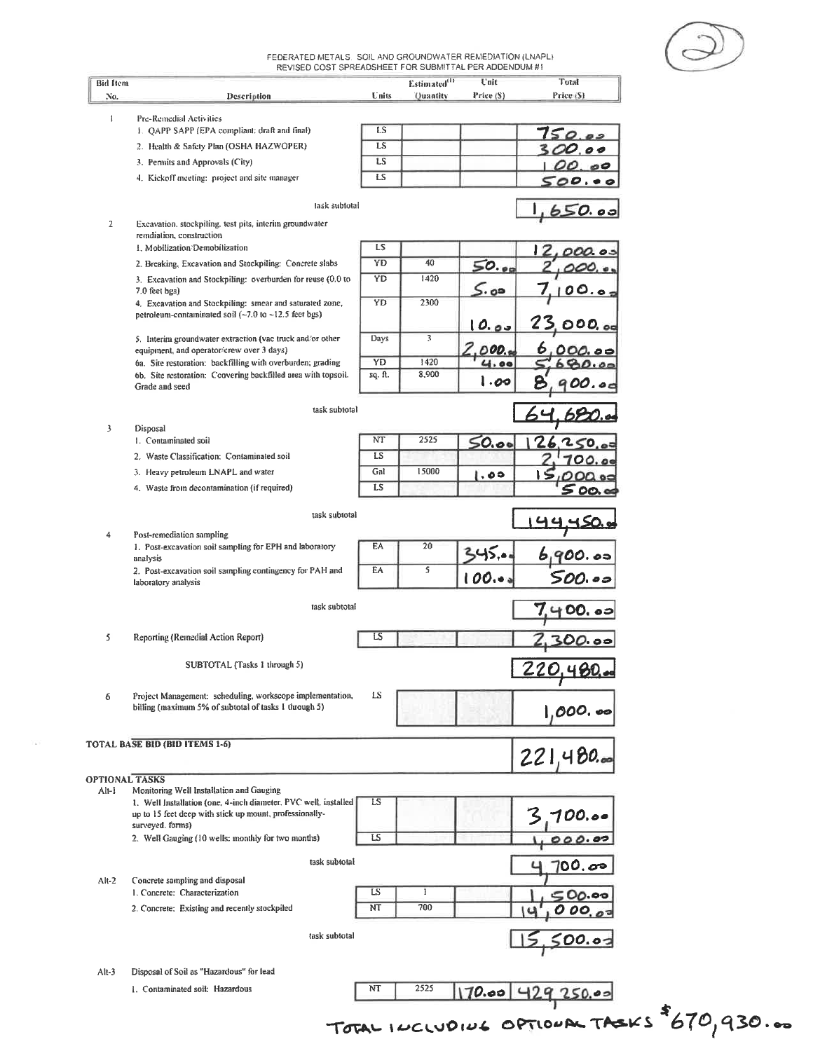FEDERATED METALS: SOIL AND GROUNDWATER REMEDIATION (LNAPL)
REVISED COST SPREADSHEET FOR SUBMITTAL PER ADDENDUM #1

| Bid Item No. | Description | Units | Estimated[1] Quantity | Unit Price ($) | Total Price ($) |
|---|---|---|---|---|---|
| 1 | Pre-Remedial Activities | | | | |
| | 1. QAPP SAPP (EPA compliant: draft and final) | LS | | | 750.00 |
| | 2. Health & Safety Plan (OSHA HAZWOPER) | LS | | | 300.00 |
| | 3. Permits and Approvals (City) | LS | | | 100.00 |
| | 4. Kickoff meeting: project and site manager | LS | | | 500.00 |
| | task subtotal | | | | 1,650.00 |
| 2 | Excavation, stockpiling, test pits, interim groundwater remdiation, construction | | | | |
| | 1. Mobilization/Demobilization | LS | | | 12,000.00 |
| | 2. Breaking, Excavation and Stockpiling: Concrete slabs | YD | 40 | 50.00 | 2,000.00 |
| | 3. Excavation and Stockpiling: overburden for reuse (0.0 to 7.0 feet bgs) | YD | 1420 | 5.00 | 7,100.00 |
| | 4. Excavation and Stockpiling: smear and saturated zone, petroleum-contaminated soil (~7.0 to ~12.5 feet bgs) | YD | 2300 | 10.00 | 23,000.00 |
| | 5. Interim groundwater extraction (vac truck and/or other equipment, and operator/crew over 3 days) | Days | 3 | 2,000.00 | 6,000.00 |
| | 6a. Site restoration: backfilling with overburden; grading | YD | 1420 | 4.00 | 5,680.00 |
| | 6b. Site restoration: Ccovering backfilled area with topsoil. Grade and seed | sq. ft. | 8,900 | 1.00 | 8,900.00 |
| | task subtotal | | | | 64,680.00 |
| 3 | Disposal | | | | |
| | 1. Contaminated soil | NT | 2525 | 50.00 | 126,250.00 |
| | 2. Waste Classification: Contaminated soil | LS | | | 2,700.00 |
| | 3. Heavy petroleum LNAPL and water | Gal | 15000 | 1.00 | 15,000.00 |
| | 4. Waste from decontamination (if required) | LS | | | 500.00 |
| | task subtotal | | | | 144,450.00 |
| 4 | Post-remediation sampling | | | | |
| | 1. Post-excavation soil sampling for EPH and laboratory analysis | EA | 20 | 345.00 | 6,900.00 |
| | 2. Post-excavation soil sampling contingency for PAH and laboratory analysis | EA | 5 | 100.00 | 500.00 |
| | task subtotal | | | | 7,400.00 |
| 5 | Reporting (Remedial Action Report) | LS | | | 2,300.00 |
| | SUBTOTAL (Tasks 1 through 5) | | | | 220,480.00 |
| 6 | Project Management: scheduling, workscope implementation, billing (maximum 5% of subtotal of tasks 1 through 5) | LS | | | 1,000.00 |
| **TOTAL BASE BID (BID ITEMS 1-6)** | | | | | 221,480.00 |
| **OPTIONAL TASKS** | | | | | |
| Alt-1 | Monitoring Well Installation and Gauging | | | | |
| | 1. Well Installation (one, 4-inch diameter, PVC well, installed up to 15 feet deep with stick up mount, professionally-surveyed, forms) | LS | | | 3,700.00 |
| | 2. Well Gauging (10 wells: monthly for two months) | LS | | | 1,000.00 |
| | task subtotal | | | | 4,700.00 |
| Alt-2 | Concrete sampling and disposal | | | | |
| | 1. Concrete: Characterization | LS | 1 | | 1,500.00 |
| | 2. Concrete: Existing and recently stockpiled | NT | 700 | | 14,000.00 |
| | task subtotal | | | | 15,500.00 |
| Alt-3 | Disposal of Soil as "Hazardous" for lead | | | | |
| | 1. Contaminated soil: Hazardous | NT | 2525 | 170.00 | 429,250.00 |

TOTAL INCLUDING OPTIONAL TASKS $670,930.00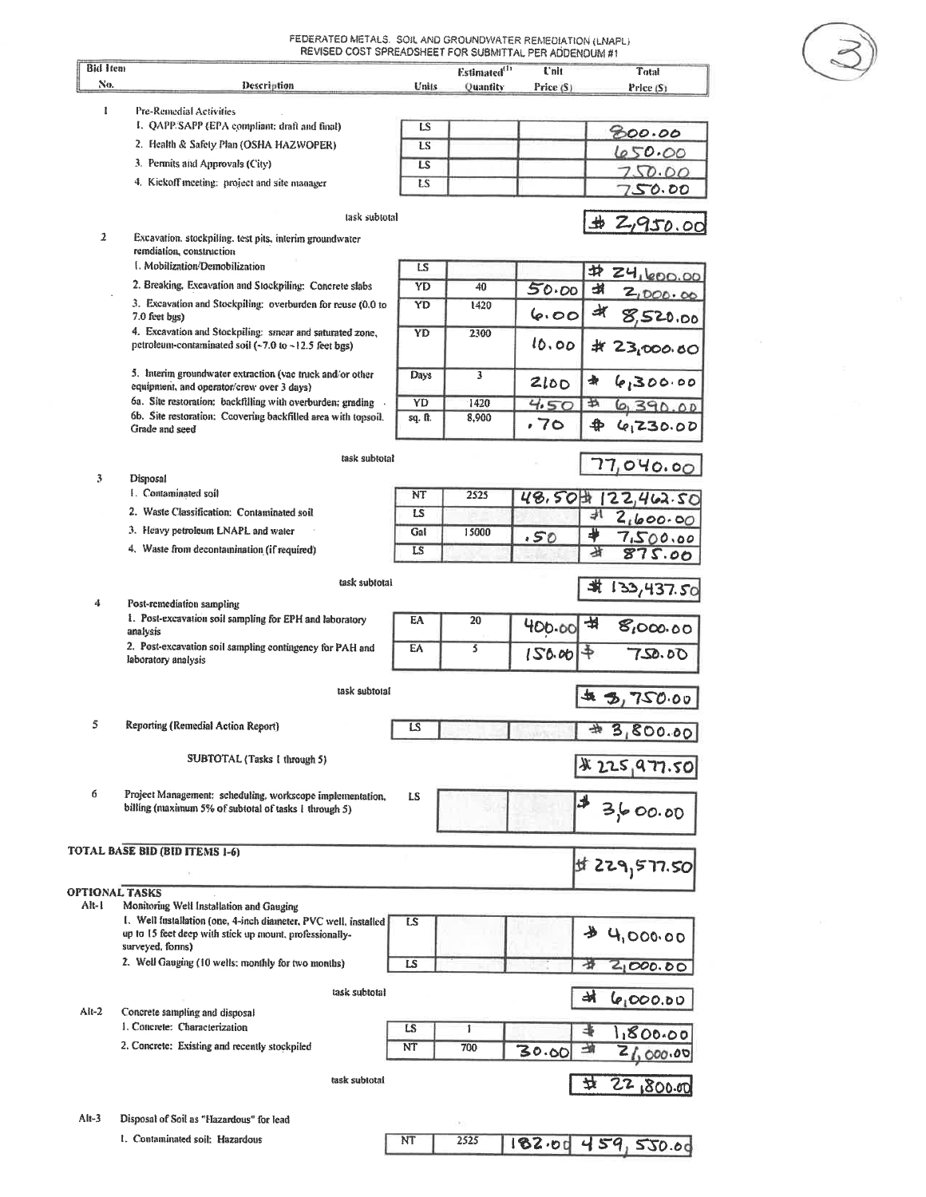FEDERATED METALS. SOIL AND GROUNDWATER REMEDIATION (LNAPL)
REVISED COST SPREADSHEET FOR SUBMITTAL PER ADDENDUM #1

③

| Bid Item No. | Description | Units | Estimated[1] Quantity | Unit Price ($) | Total Price ($) |
|---|---|---|---|---|---|
| 1 | Pre-Remedial Activities | | | | |
| | 1. QAPP/SAPP (EPA compliant: draft and final) | LS | | | 800.00 |
| | 2. Health & Safety Plan (OSHA HAZWOPER) | LS | | | 650.00 |
| | 3. Permits and Approvals (City) | LS | | | 750.00 |
| | 4. Kickoff meeting: project and site manager | LS | | | 750.00 |
| | task subtotal | | | | $ 2,950.00 |
| 2 | Excavation, stockpiling, test pits, interim groundwater remdiation, construction | | | | |
| | 1. Mobilization/Demobilization | LS | | | $ 24,600.00 |
| | 2. Breaking, Excavation and Stockpiling: Concrete slabs | YD | 40 | 50.00 | $ 2,000.00 |
| | 3. Excavation and Stockpiling: overburden for reuse (0.0 to 7.0 feet bgs) | YD | 1420 | 6.00 | $ 8,520.00 |
| | 4. Excavation and Stockpiling: smear and saturated zone, petroleum-contaminated soil (~7.0 to ~12.5 feet bgs) | YD | 2300 | 10.00 | $ 23,000.00 |
| | 5. Interim groundwater extraction (vac truck and/or other equipment, and operator/crew over 3 days) | Days | 3 | 2100 | $ 6,300.00 |
| | 6a. Site restoration: backfilling with overburden; grading | YD | 1420 | 4.50 | $ 6,390.00 |
| | 6b. Site restoration: Covering backfilled area with topsoil. Grade and seed | sq. ft. | 8,900 | .70 | $ 6,230.00 |
| | task subtotal | | | | 77,040.00 |
| 3 | Disposal | | | | |
| | 1. Contaminated soil | NT | 2525 | 48.50 | $ 122,462.50 |
| | 2. Waste Classification: Contaminated soil | LS | | | $ 2,600.00 |
| | 3. Heavy petroleum LNAPL and water | Gal | 15000 | .50 | $ 7,500.00 |
| | 4. Waste from decontamination (if required) | LS | | | $ 875.00 |
| | task subtotal | | | | $ 133,437.50 |
| 4 | Post-remediation sampling | | | | |
| | 1. Post-excavation soil sampling for EPH and laboratory analysis | EA | 20 | 400.00 | $ 8,000.00 |
| | 2. Post-excavation soil sampling contingency for PAH and laboratory analysis | EA | 5 | 150.00 | $ 750.00 |
| | task subtotal | | | | $ 8,750.00 |
| 5 | Reporting (Remedial Action Report) | LS | | | $ 3,800.00 |
| | SUBTOTAL (Tasks 1 through 5) | | | | $ 225,977.50 |
| 6 | Project Management: scheduling, workscope implementation, billing (maximum 5% of subtotal of tasks 1 through 5) | LS | | | $ 3,600.00 |
| **TOTAL BASE BID (BID ITEMS 1-6)** | | | | | $ 229,577.50 |
| **OPTIONAL TASKS** | | | | | |
| Alt-1 | Monitoring Well Installation and Gauging | | | | |
| | 1. Well Installation (one, 4-inch diameter, PVC well, installed up to 15 feet deep with stick up mount, professionally-surveyed, forms) | LS | | | $ 4,000.00 |
| | 2. Well Gauging (10 wells; monthly for two months) | LS | | | $ 2,000.00 |
| | task subtotal | | | | $ 6,000.00 |
| Alt-2 | Concrete sampling and disposal | | | | |
| | 1. Concrete: Characterization | LS | 1 | | $ 1,800.00 |
| | 2. Concrete: Existing and recently stockpiled | NT | 700 | 30.00 | $ 21,000.00 |
| | task subtotal | | | | $ 22,800.00 |
| Alt-3 | Disposal of Soil as "Hazardous" for lead | | | | |
| | 1. Contaminated soil: Hazardous | NT | 2525 | 182.00 | 459,550.00 |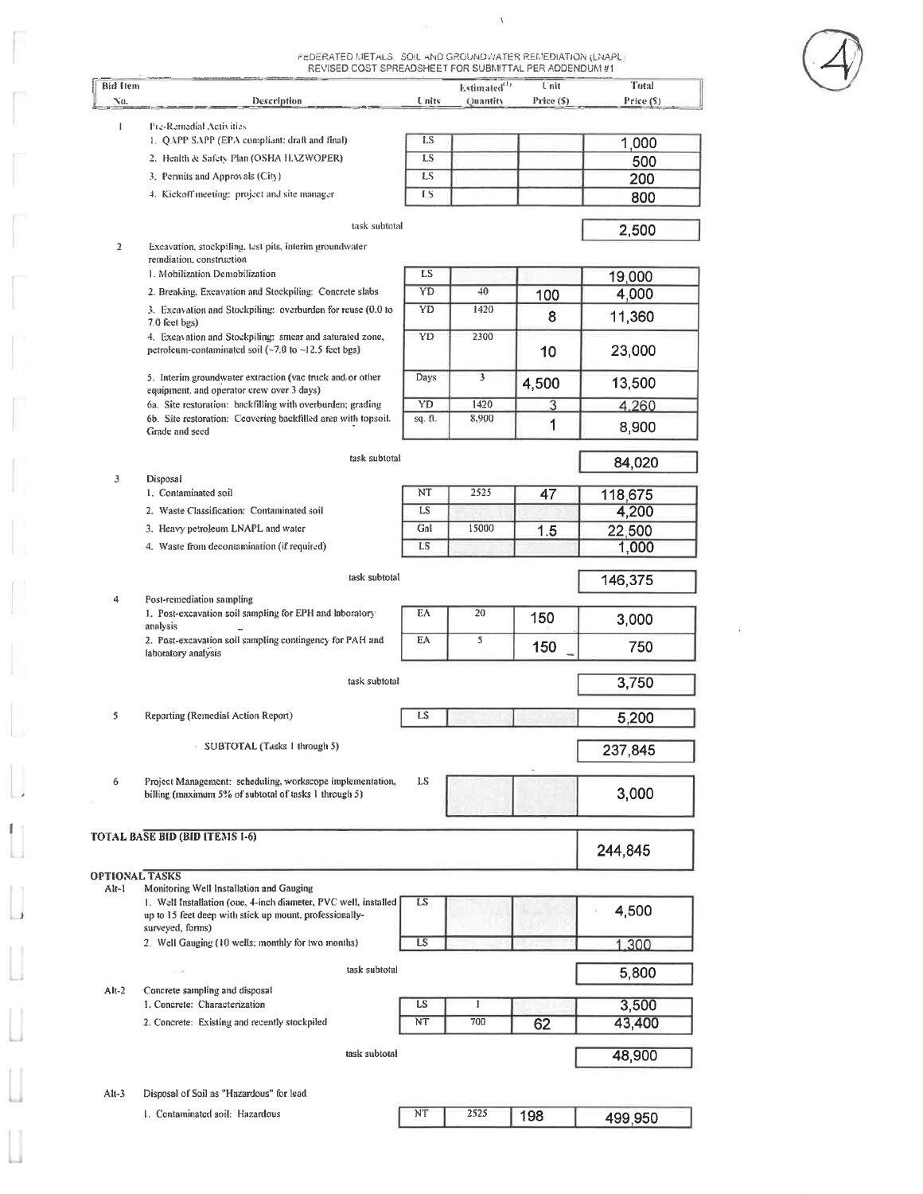FEDERATED METALS SOIL AND GROUNDWATER REMEDIATION (LNAPL)
REVISED COST SPREADSHEET FOR SUBMITTAL PER ADDENDUM #1

| Bid Item No. | Description | Units | Estimated[1] Quantity | Unit Price ($) | Total Price ($) |
|---|---|---|---|---|---|
| 1 | Pre-Remedial Activities | | | | |
| | 1. QAPP SAPP (EPA compliant: draft and final) | LS | | | 1,000 |
| | 2. Health & Safety Plan (OSHA HAZWOPER) | LS | | | 500 |
| | 3. Permits and Approvals (City) | LS | | | 200 |
| | 4. Kickoff meeting: project and site manager | LS | | | 800 |
| | task subtotal | | | | 2,500 |
| 2 | Excavation, stockpiling, test pits, interim groundwater remdiation, construction | | | | |
| | 1. Mobilization Demobilization | LS | | | 19,000 |
| | 2. Breaking, Excavation and Stockpiling: Concrete slabs | YD | 40 | 100 | 4,000 |
| | 3. Excavation and Stockpiling: overburden for reuse (0.0 to 7.0 feet bgs) | YD | 1420 | 8 | 11,360 |
| | 4. Excavation and Stockpiling: smear and saturated zone, petroleum-contaminated soil (~7.0 to ~12.5 feet bgs) | YD | 2300 | 10 | 23,000 |
| | 5. Interim groundwater extraction (vac truck and/or other equipment, and operator crew over 3 days) | Days | 3 | 4,500 | 13,500 |
| | 6a. Site restoration: backfilling with overburden; grading | YD | 1420 | 3 | 4,260 |
| | 6b. Site restoration: Ccovering backfilled area with topsoil. Grade and seed | sq. ft. | 8,900 | 1 | 8,900 |
| | task subtotal | | | | 84,020 |
| 3 | Disposal | | | | |
| | 1. Contaminated soil | NT | 2525 | 47 | 118,675 |
| | 2. Waste Classification: Contaminated soil | LS | | | 4,200 |
| | 3. Heavy petroleum LNAPL and water | Gal | 15000 | 1.5 | 22,500 |
| | 4. Waste from decontamination (if required) | LS | | | 1,000 |
| | task subtotal | | | | 146,375 |
| 4 | Post-remediation sampling | | | | |
| | 1. Post-excavation soil sampling for EPH and laboratory analysis | EA | 20 | 150 | 3,000 |
| | 2. Post-excavation soil sampling contingency for PAH and laboratory analysis | EA | 5 | 150 | 750 |
| | task subtotal | | | | 3,750 |
| 5 | Reporting (Remedial Action Report) | LS | | | 5,200 |
| | SUBTOTAL (Tasks 1 through 5) | | | | 237,845 |
| 6 | Project Management: scheduling, workscope implementation, billing (maximum 5% of subtotal of tasks 1 through 5) | LS | | | 3,000 |
| **TOTAL BASE BID (BID ITEMS 1-6)** | | | | | 244,845 |
| **OPTIONAL TASKS** | | | | | |
| Alt-1 | Monitoring Well Installation and Gauging | | | | |
| | 1. Well Installation (one, 4-inch diameter, PVC well, installed up to 15 feet deep with stick up mount, professionally-surveyed, forms) | LS | | | 4,500 |
| | 2. Well Gauging (10 wells; monthly for two months) | LS | | | 1,300 |
| | task subtotal | | | | 5,800 |
| Alt-2 | Concrete sampling and disposal | | | | |
| | 1. Concrete: Characterization | LS | 1 | | 3,500 |
| | 2. Concrete: Existing and recently stockpiled | NT | 700 | 62 | 43,400 |
| | task subtotal | | | | 48,900 |
| Alt-3 | Disposal of Soil as "Hazardous" for lead | | | | |
| | 1. Contaminated soil: Hazardous | NT | 2525 | 198 | 499,950 |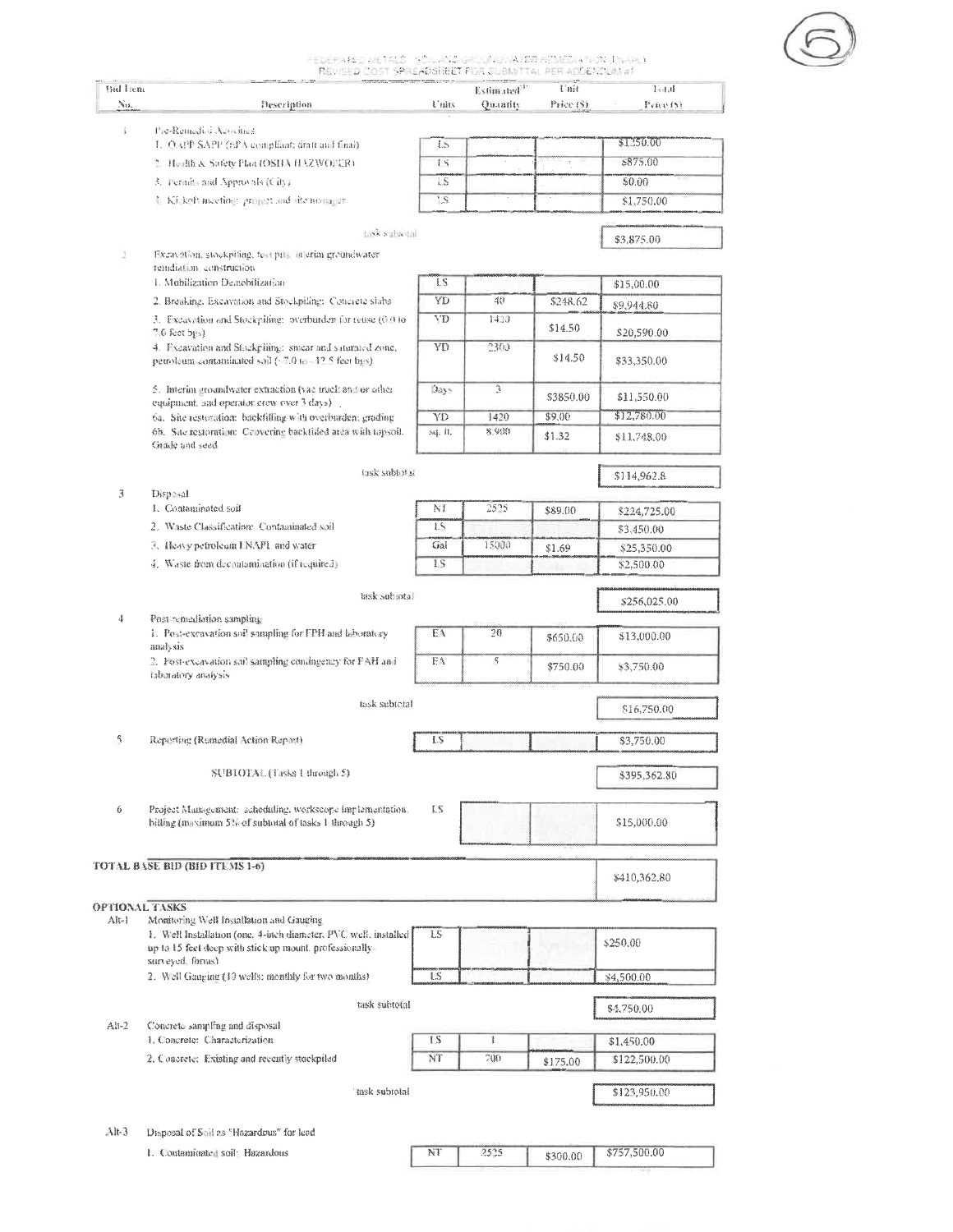FEDERATED METALS - SOIL AND GROUNDWATER REMEDIATION (LNAPL)
REVISED COST SPREADSHEET FOR SUBMITTAL PER ADDENDUM #1

| Bid Item No. | Description | Units | Estimated[1] Quantity | Unit Price ($) | Total Price ($) |
|---|---|---|---|---|---|
| 1 | Pre-Remedial Activities | | | | |
| | 1. QAPP SAPP (EPA compliant; draft and final) | LS | | | $1,250.00 |
| | 2. Health & Safety Plan (OSHA HAZWOPER) | LS | | | $875.00 |
| | 3. Permits and Approvals (City) | LS | | | $0.00 |
| | 4. Kickoff meeting: project and site manager | LS | | | $1,750.00 |
| | task subtotal | | | | $3,875.00 |
| 2 | Excavation, stockpiling, test pits, interim groundwater remediation, construction | | | | |
| | 1. Mobilization Demobilization | LS | | | $15,00.00 |
| | 2. Breaking, Excavation and Stockpiling: Concrete slabs | YD | 40 | $248.62 | $9,944.80 |
| | 3. Excavation and Stockpiling: overburden for reuse (0.0 to 7.0 feet bgs) | YD | 1420 | $14.50 | $20,590.00 |
| | 4. Excavation and Stockpiling: smear and saturated zone, petroleum contaminated soil (~7.0 to ~12.5 feet bgs) | YD | 2300 | $14.50 | $33,350.00 |
| | 5. Interim groundwater extraction (vac truck and/or other equipment, and operator crew over 3 days) | Days | 3 | $3850.00 | $11,550.00 |
| | 6a. Site restoration: backfilling with overburden; grading | YD | 1420 | $9.00 | $12,780.00 |
| | 6b. Site restoration: Covering backfilled area with topsoil. Grade and seed | sq. ft. | 8,900 | $1.32 | $11,748.00 |
| | task subtotal | | | | $114,962.8 |
| 3 | Disposal | | | | |
| | 1. Contaminated soil | NT | 2525 | $89.00 | $224,725.00 |
| | 2. Waste Classification: Contaminated soil | LS | | | $3,450.00 |
| | 3. Heavy petroleum LNAPL and water | Gal | 15000 | $1.69 | $25,350.00 |
| | 4. Waste from decontamination (if required) | LS | | | $2,500.00 |
| | task subtotal | | | | $256,025.00 |
| 4 | Post-remediation sampling | | | | |
| | 1. Post-excavation soil sampling for EPH and laboratory analysis | EA | 20 | $650.00 | $13,000.00 |
| | 2. Post-excavation soil sampling contingency for PAH and laboratory analysis | EA | 5 | $750.00 | $3,750.00 |
| | task subtotal | | | | $16,750.00 |
| 5 | Reporting (Remedial Action Report) | LS | | | $3,750.00 |
| | SUBTOTAL (Tasks 1 through 5) | | | | $395,362.80 |
| 6 | Project Management: scheduling, workscope implementation, billing (maximum 5% of subtotal of tasks 1 through 5) | LS | | | $15,000.00 |
| **TOTAL BASE BID (BID ITEMS 1-6)** | | | | | $410,362.80 |
| **OPTIONAL TASKS** | | | | | |
| Alt-1 | Monitoring Well Installation and Gauging | | | | |
| | 1. Well Installation (one, 4-inch diameter, PVC well, installed up to 15 feet deep with stick up mount, professionally-surveyed, forms) | LS | | | $250.00 |
| | 2. Well Gauging (10 wells; monthly for two months) | LS | | | $4,500.00 |
| | task subtotal | | | | $4,750.00 |
| Alt-2 | Concrete sampling and disposal | | | | |
| | 1. Concrete: Characterization | LS | 1 | | $1,450.00 |
| | 2. Concrete: Existing and recently stockpiled | NT | 700 | $175.00 | $122,500.00 |
| | task subtotal | | | | $123,950.00 |
| Alt-3 | Disposal of Soil as "Hazardous" for lead | | | | |
| | 1. Contaminated soil: Hazardous | NT | 2525 | $300.00 | $757,500.00 |